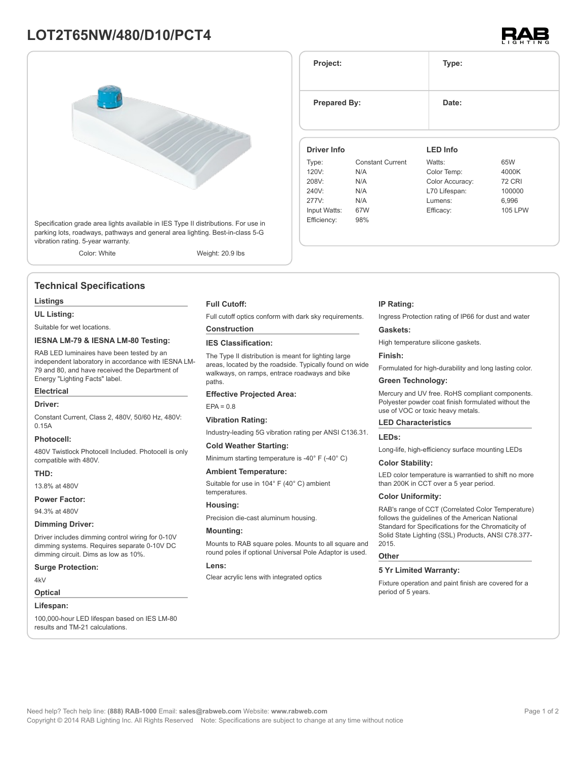# LOT2T65NW/480/D10/PCT4

RAB LIGHTING

Specification grade area lights available in IES Type II distributions. For use in parking lots, roadways, pathways and general area lighting. Best-in-class 5-G vibration rating. 5-year warranty.

Color: White    Weight: 20.9 lbs

| Project: | Type: |
|---|---|
| Prepared By: | Date: |

| Driver Info | | LED Info | |
|---|---|---|---|
| Type: | Constant Current | Watts: | 65W |
| 120V: | N/A | Color Temp: | 4000K |
| 208V: | N/A | Color Accuracy: | 72 CRI |
| 240V: | N/A | L70 Lifespan: | 100000 |
| 277V: | N/A | Lumens: | 6,996 |
| Input Watts: | 67W | Efficacy: | 105 LPW |
| Efficiency: | 98% | | |

## Technical Specifications

### Listings

**UL Listing:**

Suitable for wet locations.

**IESNA LM-79 & IESNA LM-80 Testing:**

RAB LED luminaires have been tested by an independent laboratory in accordance with IESNA LM-79 and 80, and have received the Department of Energy "Lighting Facts" label.

### Electrical

**Driver:**

Constant Current, Class 2, 480V, 50/60 Hz, 480V: 0.15A

**Photocell:**

480V Twistlock Photocell Included. Photocell is only compatible with 480V.

**THD:**

13.8% at 480V

**Power Factor:**

94.3% at 480V

**Dimming Driver:**

Driver includes dimming control wiring for 0-10V dimming systems. Requires separate 0-10V DC dimming circuit. Dims as low as 10%.

**Surge Protection:**

4kV

### Optical

**Lifespan:**

100,000-hour LED lifespan based on IES LM-80 results and TM-21 calculations.

**Full Cutoff:**

Full cutoff optics conform with dark sky requirements.

### Construction

**IES Classification:**

The Type II distribution is meant for lighting large areas, located by the roadside. Typically found on wide walkways, on ramps, entrace roadways and bike paths.

**Effective Projected Area:**

EPA = 0.8

**Vibration Rating:**

Industry-leading 5G vibration rating per ANSI C136.31.

**Cold Weather Starting:**

Minimum starting temperature is -40° F (-40° C)

**Ambient Temperature:**

Suitable for use in 104° F (40° C) ambient temperatures.

**Housing:**

Precision die-cast aluminum housing.

**Mounting:**

Mounts to RAB square poles. Mounts to all square and round poles if optional Universal Pole Adaptor is used.

**Lens:**

Clear acrylic lens with integrated optics

**IP Rating:**

Ingress Protection rating of IP66 for dust and water

**Gaskets:**

High temperature silicone gaskets.

**Finish:**

Formulated for high-durability and long lasting color.

**Green Technology:**

Mercury and UV free. RoHS compliant components. Polyester powder coat finish formulated without the use of VOC or toxic heavy metals.

### LED Characteristics

**LEDs:**

Long-life, high-efficiency surface mounting LEDs

**Color Stability:**

LED color temperature is warrantied to shift no more than 200K in CCT over a 5 year period.

**Color Uniformity:**

RAB's range of CCT (Correlated Color Temperature) follows the guidelines of the American National Standard for Specifications for the Chromaticity of Solid State Lighting (SSL) Products, ANSI C78.377-2015.

### Other

**5 Yr Limited Warranty:**

Fixture operation and paint finish are covered for a period of 5 years.

Need help? Tech help line: **(888) RAB-1000** Email: **sales@rabweb.com** Website: **www.rabweb.com**
Copyright © 2014 RAB Lighting Inc. All Rights Reserved    Note: Specifications are subject to change at any time without notice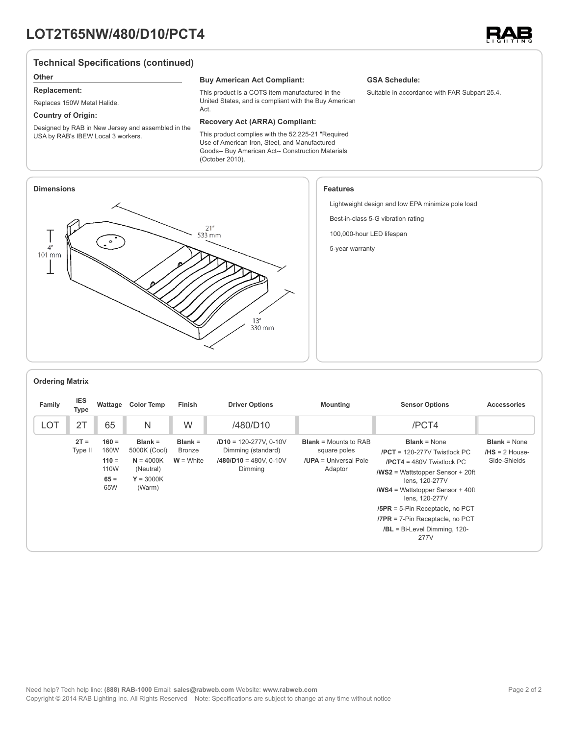# LOT2T65NW/480/D10/PCT4

## Technical Specifications (continued)

### Other

**Replacement:**

Replaces 150W Metal Halide.

**Country of Origin:**

Designed by RAB in New Jersey and assembled in the USA by RAB's IBEW Local 3 workers.

**Buy American Act Compliant:**

This product is a COTS item manufactured in the United States, and is compliant with the Buy American Act.

**Recovery Act (ARRA) Compliant:**

This product complies with the 52.225-21 "Required Use of American Iron, Steel, and Manufactured Goods-- Buy American Act-- Construction Materials (October 2010).

**GSA Schedule:**

Suitable in accordance with FAR Subpart 25.4.

## Dimensions

4"
101 mm

21"
533 mm

13"
330 mm

## Features

Lightweight design and low EPA minimize pole load

Best-in-class 5-G vibration rating

100,000-hour LED lifespan

5-year warranty

## Ordering Matrix

| Family | IES Type | Wattage | Color Temp | Finish | Driver Options | Mounting | Sensor Options | Accessories |
|---|---|---|---|---|---|---|---|---|
| LOT | 2T | 65 | N | W | /480/D10 | | /PCT4 | |
| | **2T** = Type II | **160** = 160W<br>**110** = 110W<br>**65** = 65W | **Blank** = 5000K (Cool)<br>**N** = 4000K (Neutral)<br>**Y** = 3000K (Warm) | **Blank** = Bronze<br>**W** = White | **/D10** = 120-277V, 0-10V Dimming (standard)<br>**/480/D10** = 480V, 0-10V Dimming | **Blank** = Mounts to RAB square poles<br>**/UPA** = Universal Pole Adaptor | **Blank** = None<br>**/PCT** = 120-277V Twistlock PC<br>**/PCT4** = 480V Twistlock PC<br>**/WS2** = Wattstopper Sensor + 20ft lens, 120-277V<br>**/WS4** = Wattstopper Sensor + 40ft lens, 120-277V<br>**/5PR** = 5-Pin Receptacle, no PCT<br>**/7PR** = 7-Pin Receptacle, no PCT<br>**/BL** = Bi-Level Dimming, 120-277V | **Blank** = None<br>**/HS** = 2 House-Side-Shields |

Need help? Tech help line: **(888) RAB-1000** Email: **sales@rabweb.com** Website: **www.rabweb.com**
Copyright © 2014 RAB Lighting Inc. All Rights Reserved Note: Specifications are subject to change at any time without notice